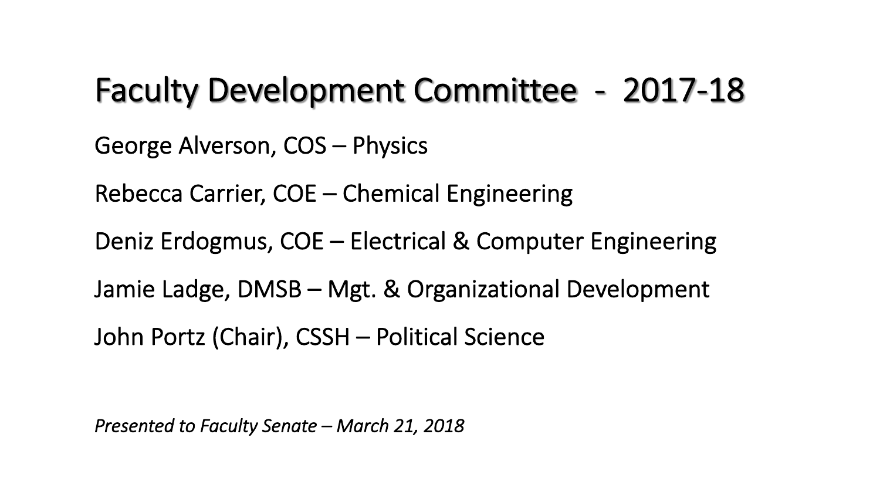# Faculty Development Committee - 2017-18

George Alverson, COS – Physics

Rebecca Carrier, COE – Chemical Engineering

Deniz Erdogmus, COE – Electrical & Computer Engineering

Jamie Ladge, DMSB – Mgt. & Organizational Development

John Portz (Chair), CSSH – Political Science

*Presented to Faculty Senate – March 21, 2018*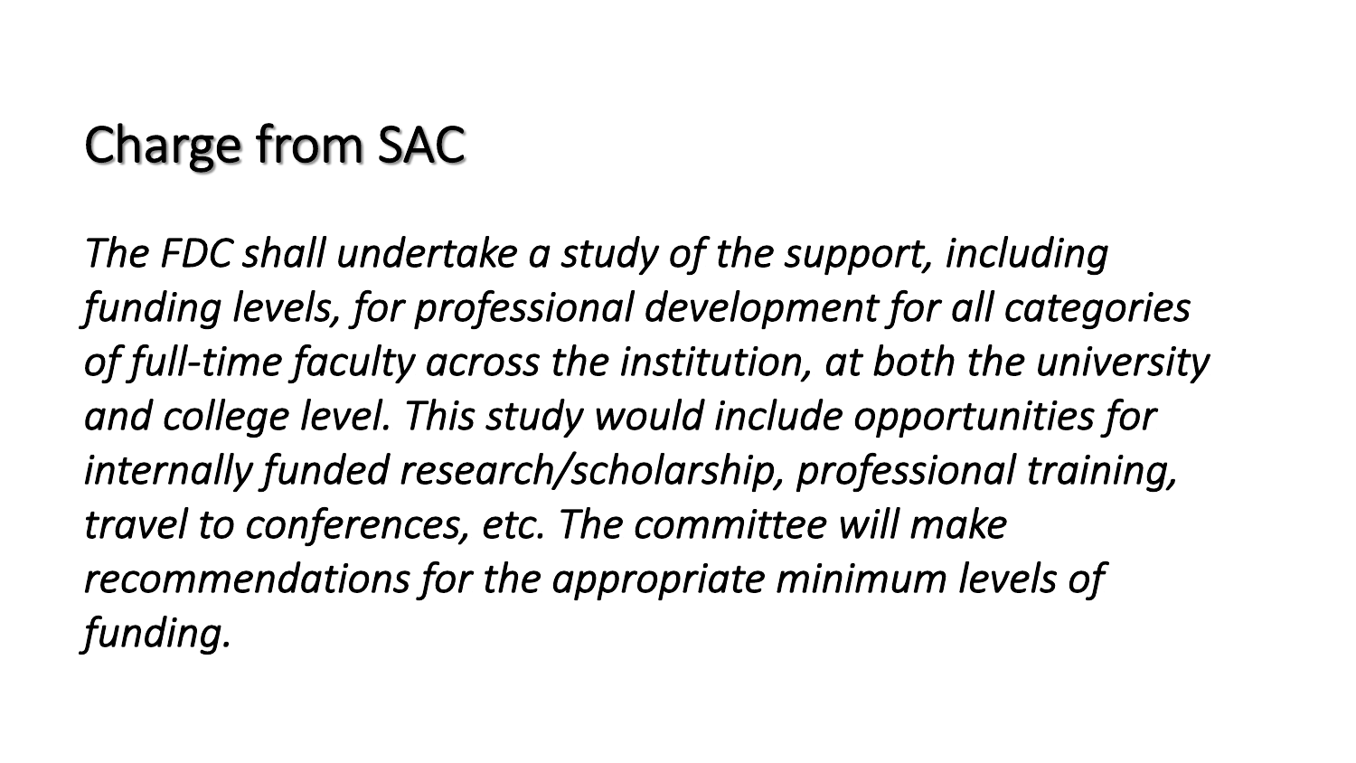# Charge from SAC

*The FDC shall undertake a study of the support, including funding levels, for professional development for all categories of full-time faculty across the institution, at both the university and college level. This study would include opportunities for internally funded research/scholarship, professional training, travel to conferences, etc. The committee will make recommendations for the appropriate minimum levels of funding.*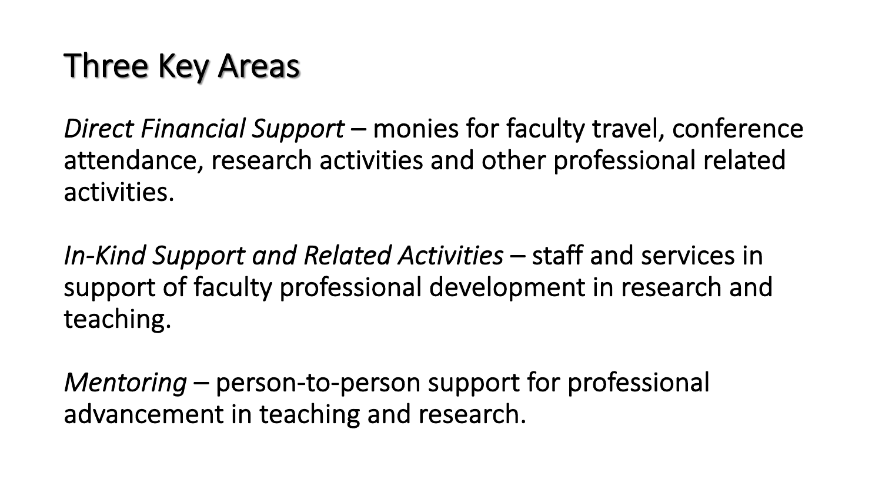# Three Key Areas

*Direct Financial Support* – monies for faculty travel, conference attendance, research activities and other professional related activities.

*In-Kind Support and Related Activities* – staff and services in support of faculty professional development in research and teaching.

*Mentoring* – person-to-person support for professional advancement in teaching and research.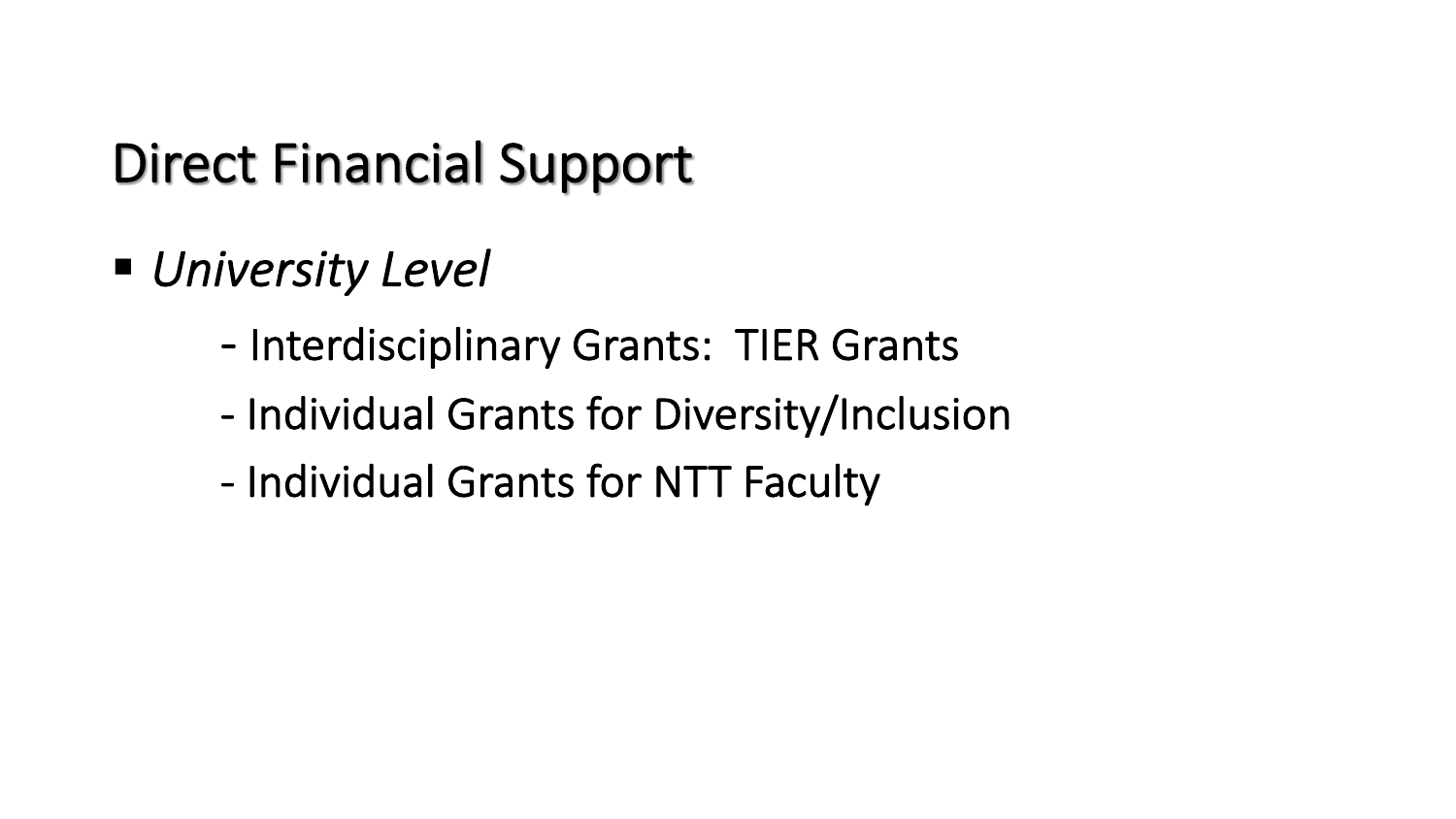# Direct Financial Support

- *University Level*
  - Interdisciplinary Grants:  TIER Grants
  - Individual Grants for Diversity/Inclusion
  - Individual Grants for NTT Faculty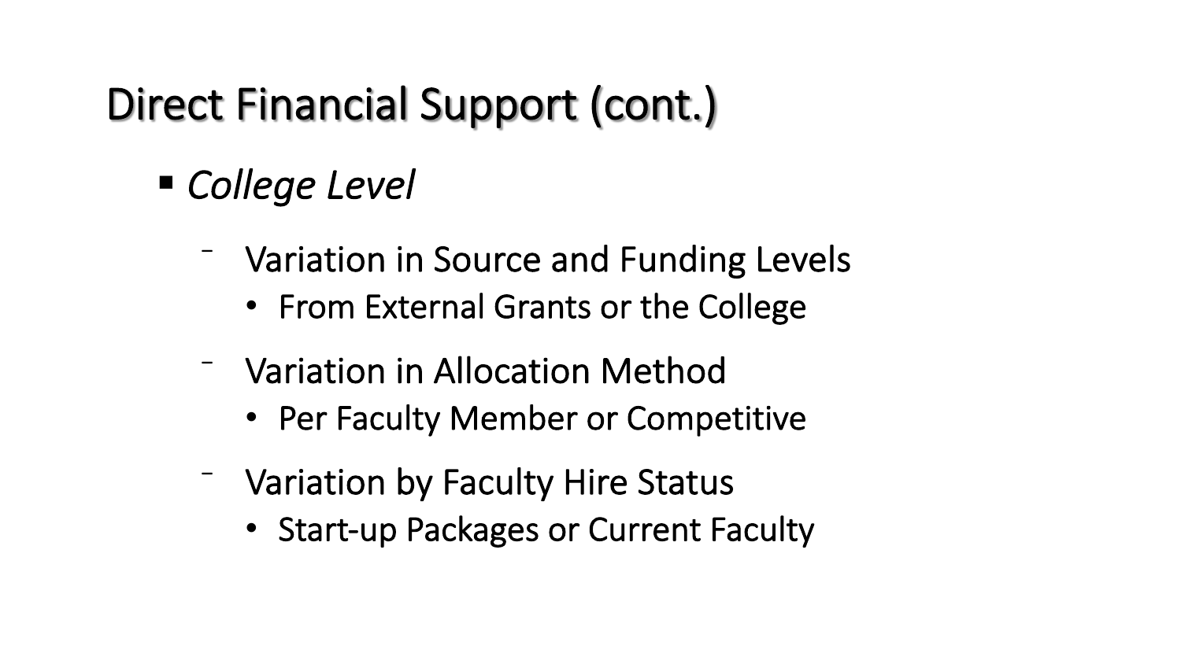# Direct Financial Support (cont.)

- *College Level*
  - Variation in Source and Funding Levels
    - From External Grants or the College
  - Variation in Allocation Method
    - Per Faculty Member or Competitive
  - Variation by Faculty Hire Status
    - Start-up Packages or Current Faculty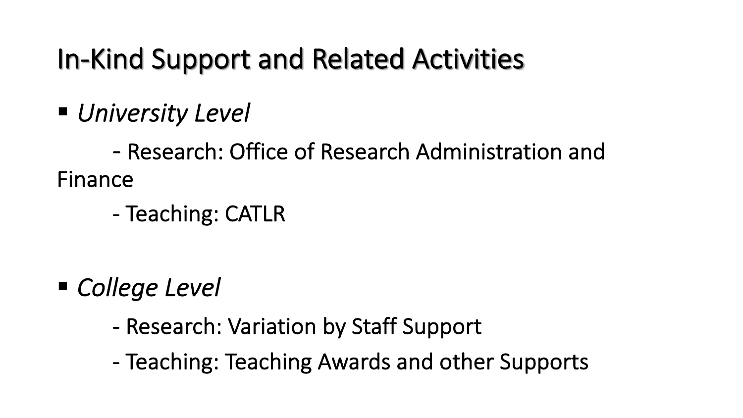# In-Kind Support and Related Activities

- *University Level*
  - Research: Office of Research Administration and Finance
  - Teaching: CATLR

- *College Level*
  - Research: Variation by Staff Support
  - Teaching: Teaching Awards and other Supports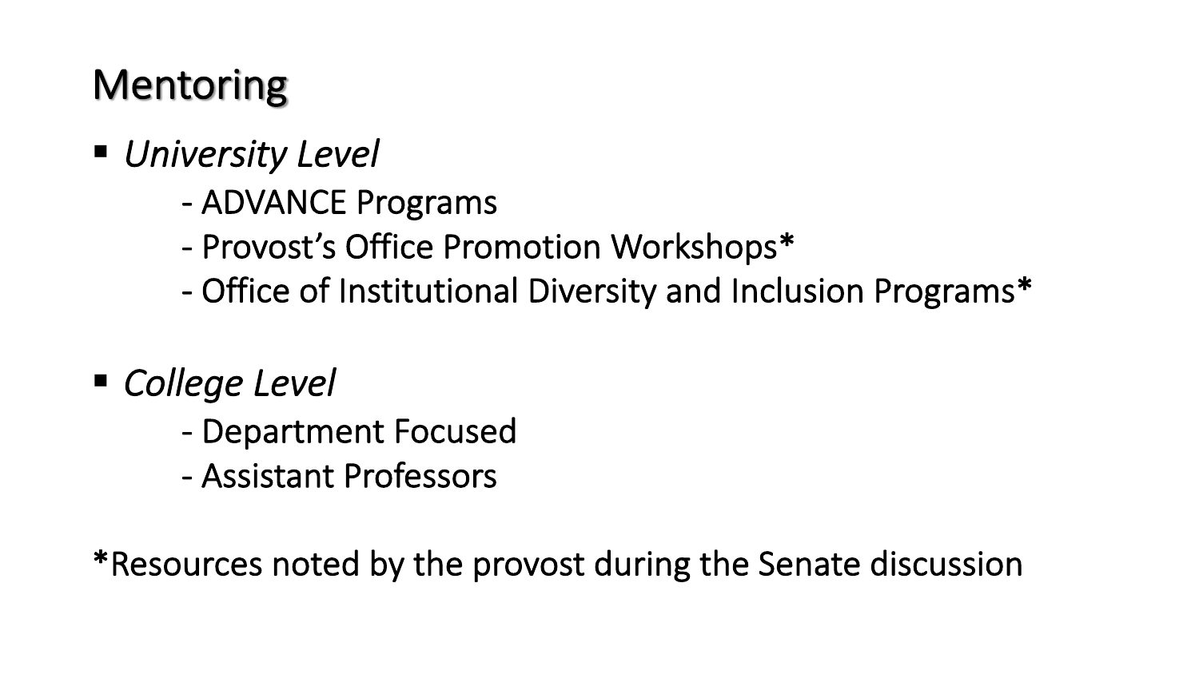# Mentoring

- *University Level*
  - ADVANCE Programs
  - Provost's Office Promotion Workshops*
  - Office of Institutional Diversity and Inclusion Programs*

- *College Level*
  - Department Focused
  - Assistant Professors

*Resources noted by the provost during the Senate discussion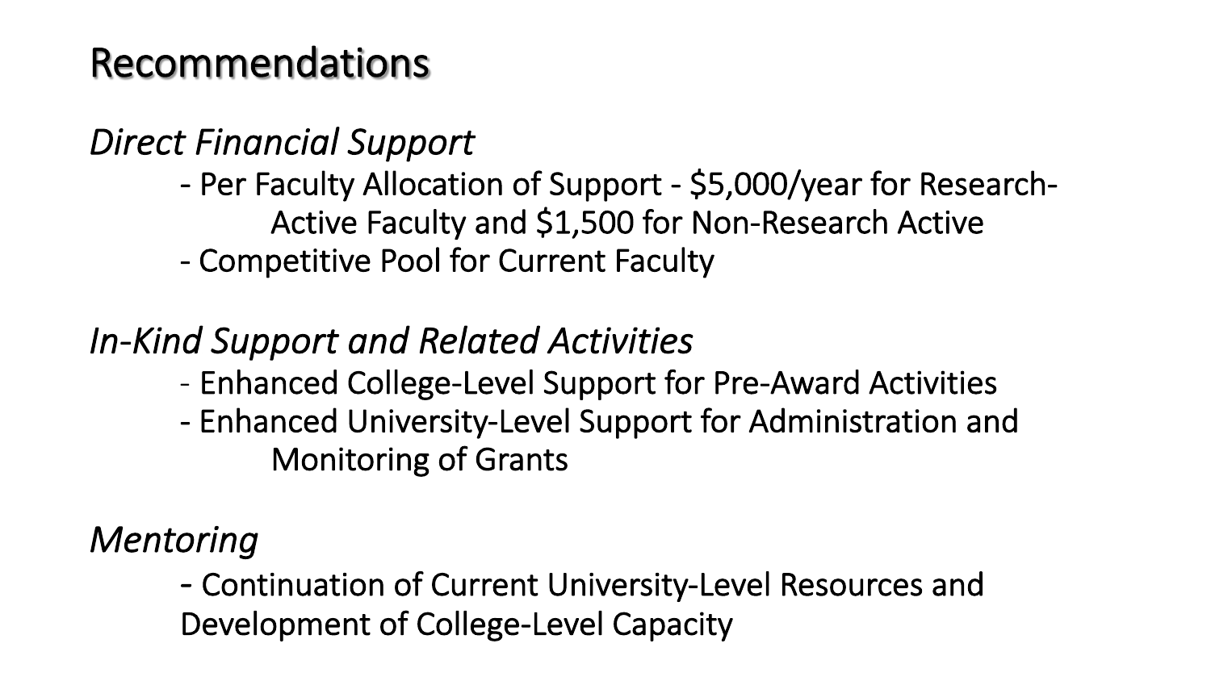# Recommendations

*Direct Financial Support*

- Per Faculty Allocation of Support - $5,000/year for Research-Active Faculty and $1,500 for Non-Research Active
- Competitive Pool for Current Faculty

*In-Kind Support and Related Activities*

- Enhanced College-Level Support for Pre-Award Activities
- Enhanced University-Level Support for Administration and Monitoring of Grants

*Mentoring*

- Continuation of Current University-Level Resources and Development of College-Level Capacity